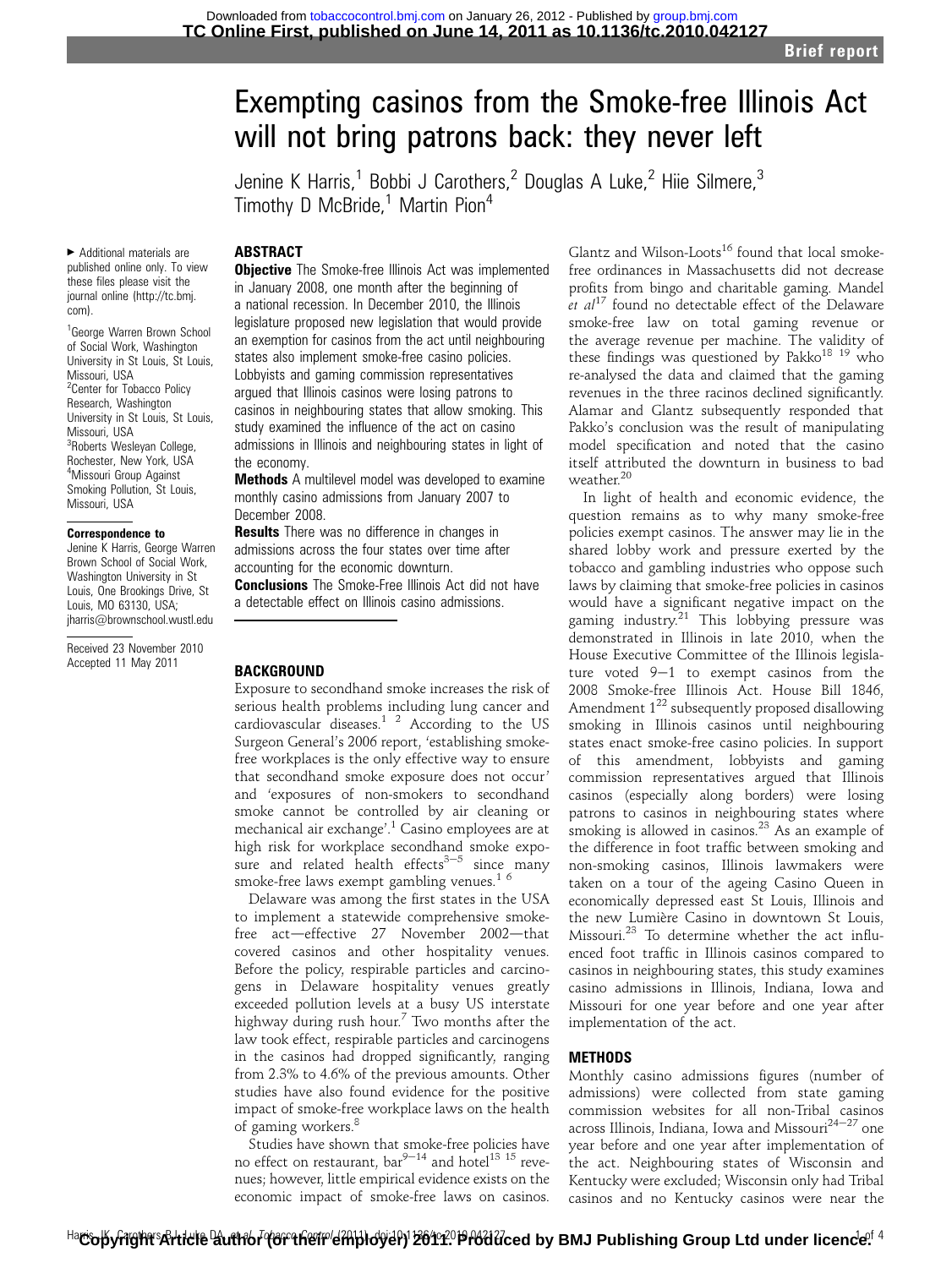# Exempting casinos from the Smoke-free Illinois Act will not bring patrons back: they never left

Jenine K Harris,[1] Bobbi J Carothers,[2] Douglas A Luke,[2] Hiie Silmere,[3] Timothy D McBride,[1] Martin Pion[4]

► Additional materials are published online only. To view these files please visit the journal online (http://tc.bmj.com).

[1]George Warren Brown School of Social Work, Washington University in St Louis, St Louis, Missouri, USA
[2]Center for Tobacco Policy Research, Washington University in St Louis, St Louis, Missouri, USA
[3]Roberts Wesleyan College, Rochester, New York, USA
[4]Missouri Group Against Smoking Pollution, St Louis, Missouri, USA

**Correspondence to**
Jenine K Harris, George Warren Brown School of Social Work, Washington University in St Louis, One Brookings Drive, St Louis, MO 63130, USA; jharris@brownschool.wustl.edu

Received 23 November 2010
Accepted 11 May 2011

## ABSTRACT

**Objective** The Smoke-free Illinois Act was implemented in January 2008, one month after the beginning of a national recession. In December 2010, the Illinois legislature proposed new legislation that would provide an exemption for casinos from the act until neighbouring states also implement smoke-free casino policies. Lobbyists and gaming commission representatives argued that Illinois casinos were losing patrons to casinos in neighbouring states that allow smoking. This study examined the influence of the act on casino admissions in Illinois and neighbouring states in light of the economy.

**Methods** A multilevel model was developed to examine monthly casino admissions from January 2007 to December 2008.

**Results** There was no difference in changes in admissions across the four states over time after accounting for the economic downturn.

**Conclusions** The Smoke-Free Illinois Act did not have a detectable effect on Illinois casino admissions.

## BACKGROUND

Exposure to secondhand smoke increases the risk of serious health problems including lung cancer and cardiovascular diseases.[1 2] According to the US Surgeon General's 2006 report, 'establishing smoke-free workplaces is the only effective way to ensure that secondhand smoke exposure does not occur' and 'exposures of non-smokers to secondhand smoke cannot be controlled by air cleaning or mechanical air exchange'.[1] Casino employees are at high risk for workplace secondhand smoke exposure and related health effects[3–5] since many smoke-free laws exempt gambling venues.[1 6]

Delaware was among the first states in the USA to implement a statewide comprehensive smoke-free act—effective 27 November 2002—that covered casinos and other hospitality venues. Before the policy, respirable particles and carcinogens in Delaware hospitality venues greatly exceeded pollution levels at a busy US interstate highway during rush hour.[7] Two months after the law took effect, respirable particles and carcinogens in the casinos had dropped significantly, ranging from 2.3% to 4.6% of the previous amounts. Other studies have also found evidence for the positive impact of smoke-free workplace laws on the health of gaming workers.[8]

Studies have shown that smoke-free policies have no effect on restaurant, bar[9–14] and hotel[13 15] revenues; however, little empirical evidence exists on the economic impact of smoke-free laws on casinos. Glantz and Wilson-Loots[16] found that local smoke-free ordinances in Massachusetts did not decrease profits from bingo and charitable gaming. Mandel *et al*[17] found no detectable effect of the Delaware smoke-free law on total gaming revenue or the average revenue per machine. The validity of these findings was questioned by Pakko[18 19] who re-analysed the data and claimed that the gaming revenues in the three racinos declined significantly. Alamar and Glantz subsequently responded that Pakko's conclusion was the result of manipulating model specification and noted that the casino itself attributed the downturn in business to bad weather.[20]

In light of health and economic evidence, the question remains as to why many smoke-free policies exempt casinos. The answer may lie in the shared lobby work and pressure exerted by the tobacco and gambling industries who oppose such laws by claiming that smoke-free policies in casinos would have a significant negative impact on the gaming industry.[21] This lobbying pressure was demonstrated in Illinois in late 2010, when the House Executive Committee of the Illinois legislature voted 9–1 to exempt casinos from the 2008 Smoke-free Illinois Act. House Bill 1846, Amendment 1[22] subsequently proposed disallowing smoking in Illinois casinos until neighbouring states enact smoke-free casino policies. In support of this amendment, lobbyists and gaming commission representatives argued that Illinois casinos (especially along borders) were losing patrons to casinos in neighbouring states where smoking is allowed in casinos.[23] As an example of the difference in foot traffic between smoking and non-smoking casinos, Illinois lawmakers were taken on a tour of the ageing Casino Queen in economically depressed east St Louis, Illinois and the new Lumière Casino in downtown St Louis, Missouri.[23] To determine whether the act influenced foot traffic in Illinois casinos compared to casinos in neighbouring states, this study examines casino admissions in Illinois, Indiana, Iowa and Missouri for one year before and one year after implementation of the act.

## METHODS

Monthly casino admissions figures (number of admissions) were collected from state gaming commission websites for all non-Tribal casinos across Illinois, Indiana, Iowa and Missouri[24–27] one year before and one year after implementation of the act. Neighbouring states of Wisconsin and Kentucky were excluded; Wisconsin only had Tribal casinos and no Kentucky casinos were near the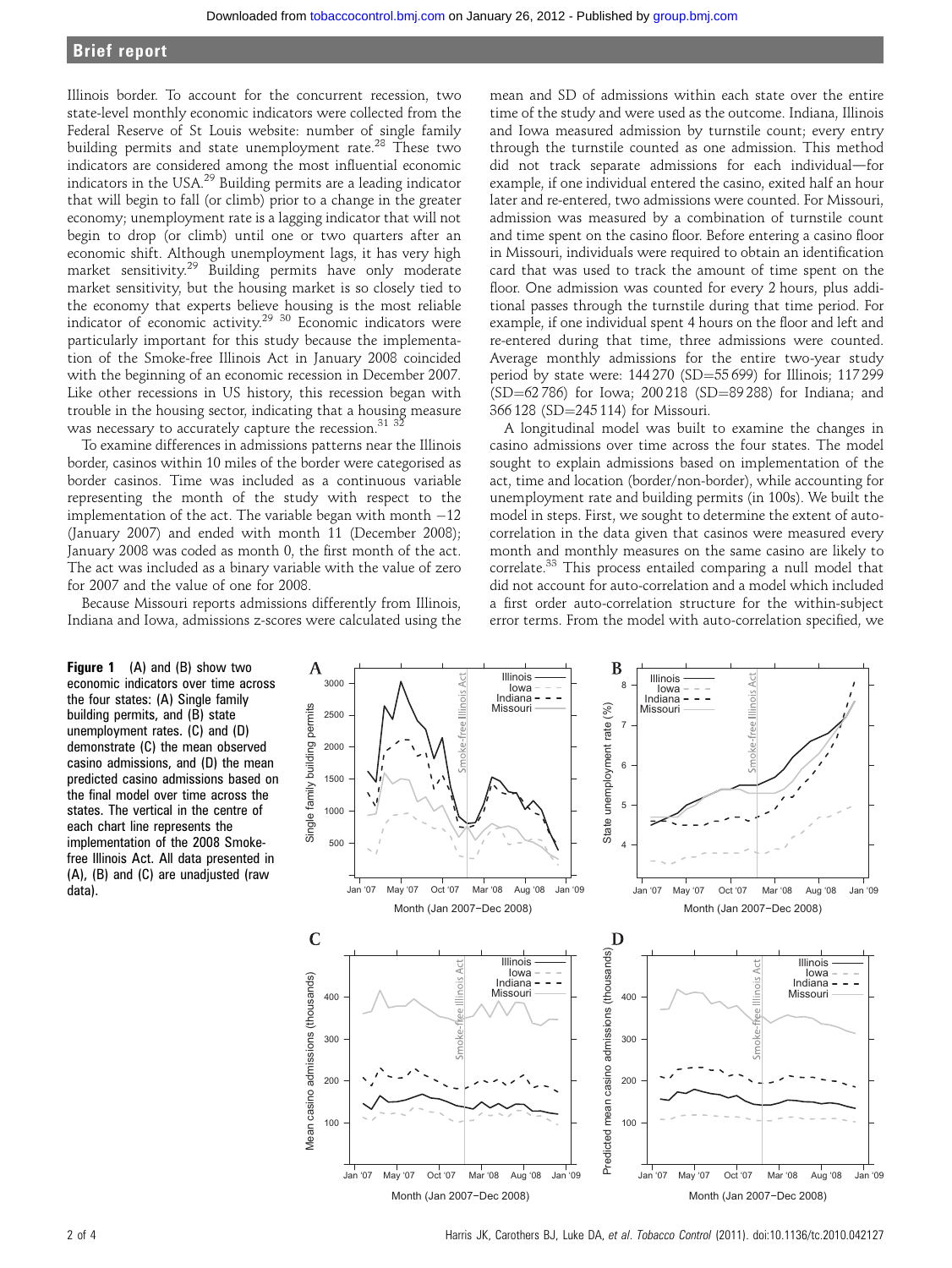Illinois border. To account for the concurrent recession, two state-level monthly economic indicators were collected from the Federal Reserve of St Louis website: number of single family building permits and state unemployment rate.[28] These two indicators are considered among the most influential economic indicators in the USA.[29] Building permits are a leading indicator that will begin to fall (or climb) prior to a change in the greater economy; unemployment rate is a lagging indicator that will not begin to drop (or climb) until one or two quarters after an economic shift. Although unemployment lags, it has very high market sensitivity.[29] Building permits have only moderate market sensitivity, but the housing market is so closely tied to the economy that experts believe housing is the most reliable indicator of economic activity.[29 30] Economic indicators were particularly important for this study because the implementation of the Smoke-free Illinois Act in January 2008 coincided with the beginning of an economic recession in December 2007. Like other recessions in US history, this recession began with trouble in the housing sector, indicating that a housing measure was necessary to accurately capture the recession.[31 32]

To examine differences in admissions patterns near the Illinois border, casinos within 10 miles of the border were categorised as border casinos. Time was included as a continuous variable representing the month of the study with respect to the implementation of the act. The variable began with month −12 (January 2007) and ended with month 11 (December 2008); January 2008 was coded as month 0, the first month of the act. The act was included as a binary variable with the value of zero for 2007 and the value of one for 2008.

Because Missouri reports admissions differently from Illinois, Indiana and Iowa, admissions z-scores were calculated using the mean and SD of admissions within each state over the entire time of the study and were used as the outcome. Indiana, Illinois and Iowa measured admission by turnstile count; every entry through the turnstile counted as one admission. This method did not track separate admissions for each individual—for example, if one individual entered the casino, exited half an hour later and re-entered, two admissions were counted. For Missouri, admission was measured by a combination of turnstile count and time spent on the casino floor. Before entering a casino floor in Missouri, individuals were required to obtain an identification card that was used to track the amount of time spent on the floor. One admission was counted for every 2 hours, plus additional passes through the turnstile during that time period. For example, if one individual spent 4 hours on the floor and left and re-entered during that time, three admissions were counted. Average monthly admissions for the entire two-year study period by state were: 144 270 (SD=55 699) for Illinois; 117 299 (SD=62 786) for Iowa; 200 218 (SD=89 288) for Indiana; and 366 128 (SD=245 114) for Missouri.

A longitudinal model was built to examine the changes in casino admissions over time across the four states. The model sought to explain admissions based on implementation of the act, time and location (border/non-border), while accounting for unemployment rate and building permits (in 100s). We built the model in steps. First, we sought to determine the extent of auto-correlation in the data given that casinos were measured every month and monthly measures on the same casino are likely to correlate.[33] This process entailed comparing a null model that did not account for auto-correlation and a model which included a first order auto-correlation structure for the within-subject error terms. From the model with auto-correlation specified, we

**Figure 1** (A) and (B) show two economic indicators over time across the four states: (A) Single family building permits, and (B) state unemployment rates. (C) and (D) demonstrate (C) the mean observed casino admissions, and (D) the mean predicted casino admissions based on the final model over time across the states. The vertical in the centre of each chart line represents the implementation of the 2008 Smoke-free Illinois Act. All data presented in (A), (B) and (C) are unadjusted (raw data).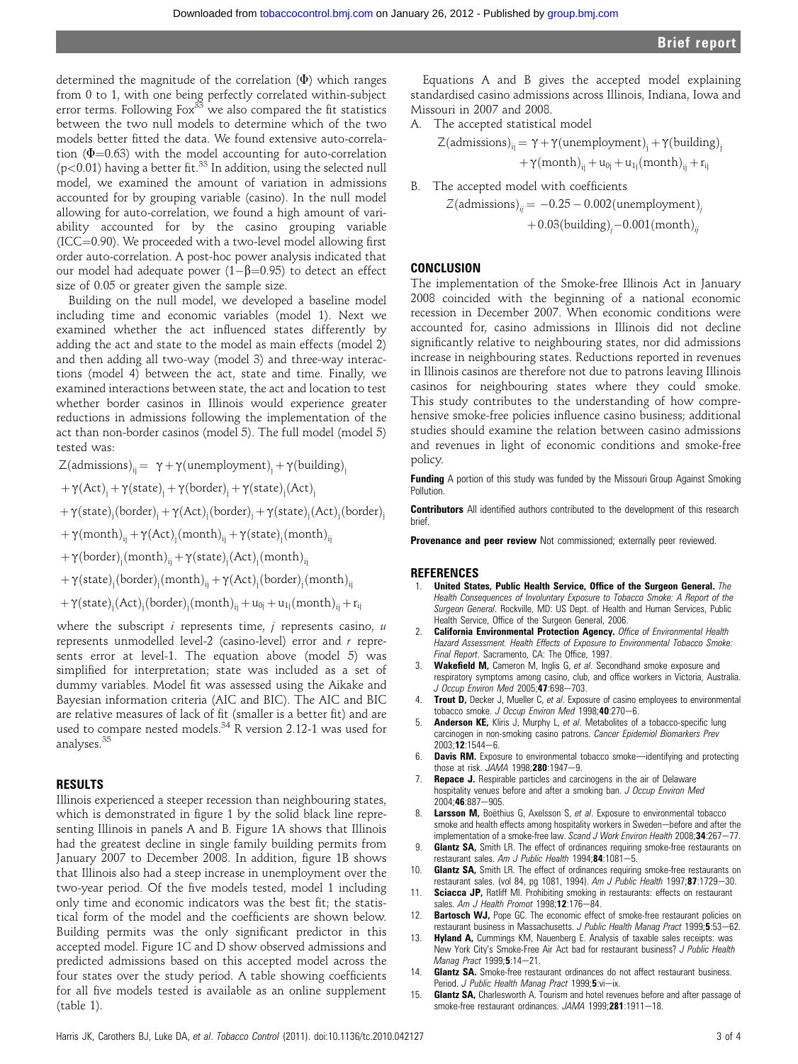determined the magnitude of the correlation (Φ) which ranges from 0 to 1, with one being perfectly correlated within-subject error terms. Following Fox[33] we also compared the fit statistics between the two null models to determine which of the two models better fitted the data. We found extensive auto-correlation (Φ=0.63) with the model accounting for auto-correlation ($p<0.01$) having a better fit.[33] In addition, using the selected null model, we examined the amount of variation in admissions accounted for by grouping variable (casino). In the null model allowing for auto-correlation, we found a high amount of variability accounted for by the casino grouping variable (ICC=0.90). We proceeded with a two-level model allowing first order auto-correlation. A post-hoc power analysis indicated that our model had adequate power ($1-\beta=0.95$) to detect an effect size of 0.05 or greater given the sample size.

Building on the null model, we developed a baseline model including time and economic variables (model 1). Next we examined whether the act influenced states differently by adding the act and state to the model as main effects (model 2) and then adding all two-way (model 3) and three-way interactions (model 4) between the act, state and time. Finally, we examined interactions between state, the act and location to test whether border casinos in Illinois would experience greater reductions in admissions following the implementation of the act than non-border casinos (model 5). The full model (model 5) tested was:

$$
\begin{aligned}
Z(\text{admissions})_{ij} = {} & \gamma + \gamma(\text{unemployment})_j + \gamma(\text{building})_j \\
& + \gamma(\text{Act})_j + \gamma(\text{state})_j + \gamma(\text{border})_j + \gamma(\text{state})_j(\text{Act})_j \\
& + \gamma(\text{state})_j(\text{border})_j + \gamma(\text{Act})_j(\text{border})_j + \gamma(\text{state})_j(\text{Act})_j(\text{border})_j \\
& + \gamma(\text{month})_{ij} + \gamma(\text{Act})_j(\text{month})_{ij} + \gamma(\text{state})_j(\text{month})_{ij} \\
& + \gamma(\text{border})_j(\text{month})_{ij} + \gamma(\text{state})_j(\text{Act})_j(\text{month})_{ij} \\
& + \gamma(\text{state})_j(\text{border})_j(\text{month})_{ij} + \gamma(\text{Act})_j(\text{border})_j(\text{month})_{ij} \\
& + \gamma(\text{state})_j(\text{Act})_j(\text{border})_j(\text{month})_{ij} + u_{0j} + u_{1j}(\text{month})_{ij} + r_{ij}
\end{aligned}
$$

where the subscript $i$ represents time, $j$ represents casino, $u$ represents unmodelled level-2 (casino-level) error and $r$ represents error at level-1. The equation above (model 5) was simplified for interpretation; state was included as a set of dummy variables. Model fit was assessed using the Aikake and Bayesian information criteria (AIC and BIC). The AIC and BIC are relative measures of lack of fit (smaller is a better fit) and are used to compare nested models.[34] R version 2.12-1 was used for analyses.[35]

## RESULTS

Illinois experienced a steeper recession than neighbouring states, which is demonstrated in figure 1 by the solid black line representing Illinois in panels A and B. Figure 1A shows that Illinois had the greatest decline in single family building permits from January 2007 to December 2008. In addition, figure 1B shows that Illinois also had a steep increase in unemployment over the two-year period. Of the five models tested, model 1 including only time and economic indicators was the best fit; the statistical form of the model and the coefficients are shown below. Building permits was the only significant predictor in this accepted model. Figure 1C and D show observed admissions and predicted admissions based on this accepted model across the four states over the study period. A table showing coefficients for all five models tested is available as an online supplement (table 1).

Equations A and B gives the accepted model explaining standardised casino admissions across Illinois, Indiana, Iowa and Missouri in 2007 and 2008.

A. The accepted statistical model

$$
\begin{aligned}
Z(\text{admissions})_{ij} = {} & \gamma + \gamma(\text{unemployment})_j + \gamma(\text{building})_j \\
& + \gamma(\text{month})_{ij} + u_{0j} + u_{1j}(\text{month})_{ij} + r_{ij}
\end{aligned}
$$

B. The accepted model with coefficients

$$
\begin{aligned}
Z(\text{admissions})_{ij} = {} & -0.25 - 0.002(\text{unemployment})_j \\
& + 0.03(\text{building})_j - 0.001(\text{month})_{ij}
\end{aligned}
$$

## CONCLUSION

The implementation of the Smoke-free Illinois Act in January 2008 coincided with the beginning of a national economic recession in December 2007. When economic conditions were accounted for, casino admissions in Illinois did not decline significantly relative to neighbouring states, nor did admissions increase in neighbouring states. Reductions reported in revenues in Illinois casinos are therefore not due to patrons leaving Illinois casinos for neighbouring states where they could smoke. This study contributes to the understanding of how comprehensive smoke-free policies influence casino business; additional studies should examine the relation between casino admissions and revenues in light of economic conditions and smoke-free policy.

**Funding** A portion of this study was funded by the Missouri Group Against Smoking Pollution.

**Contributors** All identified authors contributed to the development of this research brief.

**Provenance and peer review** Not commissioned; externally peer reviewed.

## REFERENCES

1. **United States, Public Health Service, Office of the Surgeon General.** *The Health Consequences of Involuntary Exposure to Tobacco Smoke: A Report of the Surgeon General*. Rockville, MD: US Dept. of Health and Human Services, Public Health Service, Office of the Surgeon General, 2006.
2. **California Environmental Protection Agency.** *Office of Environmental Health Hazard Assessment. Health Effects of Exposure to Environmental Tobacco Smoke: Final Report*. Sacramento, CA: The Office, 1997.
3. **Wakefield M,** Cameron M, Inglis G, *et al*. Secondhand smoke exposure and respiratory symptoms among casino, club, and office workers in Victoria, Australia. *J Occup Environ Med* 2005;**47**:698–703.
4. **Trout D,** Decker J, Mueller C, *et al*. Exposure of casino employees to environmental tobacco smoke. *J Occup Environ Med* 1998;**40**:270–6.
5. **Anderson KE,** Kliris J, Murphy L, *et al*. Metabolites of a tobacco-specific lung carcinogen in non-smoking casino patrons. *Cancer Epidemiol Biomarkers Prev* 2003;**12**:1544–6.
6. **Davis RM.** Exposure to environmental tobacco smoke—identifying and protecting those at risk. *JAMA* 1998;**280**:1947–9.
7. **Repace J.** Respirable particles and carcinogens in the air of Delaware hospitality venues before and after a smoking ban. *J Occup Environ Med* 2004;**46**:887–905.
8. **Larsson M,** Boëthius G, Axelsson S, *et al*. Exposure to environmental tobacco smoke and health effects among hospitality workers in Sweden—before and after the implementation of a smoke-free law. *Scand J Work Environ Health* 2008;**34**:267–77.
9. **Glantz SA,** Smith LR. The effect of ordinances requiring smoke-free restaurants on restaurant sales. *Am J Public Health* 1994;**84**:1081–5.
10. **Glantz SA,** Smith LR. The effect of ordinances requiring smoke-free restaurants on restaurant sales. (vol 84, pg 1081, 1994). *Am J Public Health* 1997;**87**:1729–30.
11. **Sciacca JP,** Ratliff MI. Prohibiting smoking in restaurants: effects on restaurant sales. *Am J Health Promot* 1998;**12**:176–84.
12. **Bartosch WJ,** Pope GC. The economic effect of smoke-free restaurant policies on restaurant business in Massachusetts. *J Public Health Manag Pract* 1999;**5**:53–62.
13. **Hyland A,** Cummings KM, Nauenberg E. Analysis of taxable sales receipts: was New York City's Smoke-Free Air Act bad for restaurant business? *J Public Health Manag Pract* 1999;**5**:14–21.
14. **Glantz SA.** Smoke-free restaurant ordinances do not affect restaurant business. Period. *J Public Health Manag Pract* 1999;**5**:vi–ix.
15. **Glantz SA,** Charlesworth A. Tourism and hotel revenues before and after passage of smoke-free restaurant ordinances. *JAMA* 1999;**281**:1911–18.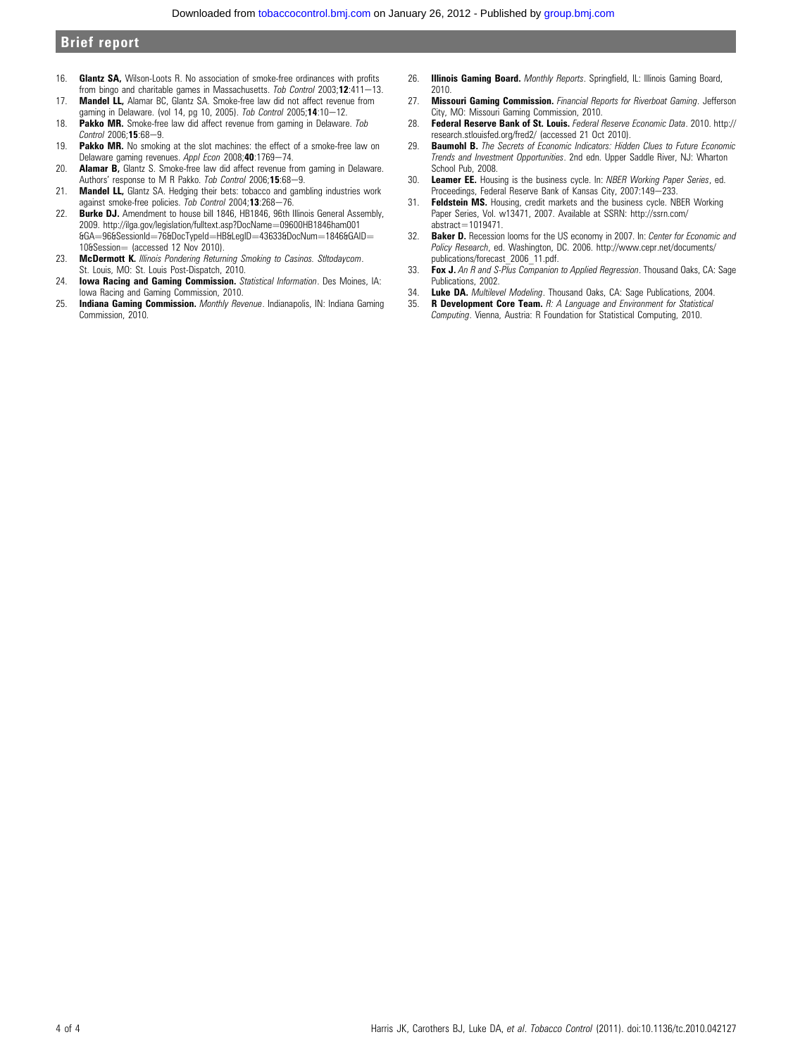16. **Glantz SA,** Wilson-Loots R. No association of smoke-free ordinances with profits from bingo and charitable games in Massachusetts. *Tob Control* 2003;**12**:411−13.
17. **Mandel LL,** Alamar BC, Glantz SA. Smoke-free law did not affect revenue from gaming in Delaware. (vol 14, pg 10, 2005). *Tob Control* 2005;**14**:10−12.
18. **Pakko MR.** Smoke-free law did affect revenue from gaming in Delaware. *Tob Control* 2006;**15**:68−9.
19. **Pakko MR.** No smoking at the slot machines: the effect of a smoke-free law on Delaware gaming revenues. *Appl Econ* 2008;**40**:1769−74.
20. **Alamar B,** Glantz S. Smoke-free law did affect revenue from gaming in Delaware. Authors' response to M R Pakko. *Tob Control* 2006;**15**:68−9.
21. **Mandel LL,** Glantz SA. Hedging their bets: tobacco and gambling industries work against smoke-free policies. *Tob Control* 2004;**13**:268−76.
22. **Burke DJ.** Amendment to house bill 1846, HB1846, 96th Illinois General Assembly, 2009. http://ilga.gov/legislation/fulltext.asp?DocName=09600HB1846ham001&GA=96&SessionId=76&DocTypeId=HB&LegID=43633&DocNum=1846&GAID=10&Session= (accessed 12 Nov 2010).
23. **McDermott K.** *Illinois Pondering Returning Smoking to Casinos. Stltodaycom*. St. Louis, MO: St. Louis Post-Dispatch, 2010.
24. **Iowa Racing and Gaming Commission.** *Statistical Information*. Des Moines, IA: Iowa Racing and Gaming Commission, 2010.
25. **Indiana Gaming Commission.** *Monthly Revenue*. Indianapolis, IN: Indiana Gaming Commission, 2010.
26. **Illinois Gaming Board.** *Monthly Reports*. Springfield, IL: Illinois Gaming Board, 2010.
27. **Missouri Gaming Commission.** *Financial Reports for Riverboat Gaming*. Jefferson City, MO: Missouri Gaming Commission, 2010.
28. **Federal Reserve Bank of St. Louis.** *Federal Reserve Economic Data*. 2010. http://research.stlouisfed.org/fred2/ (accessed 21 Oct 2010).
29. **Baumohl B.** *The Secrets of Economic Indicators: Hidden Clues to Future Economic Trends and Investment Opportunities*. 2nd edn. Upper Saddle River, NJ: Wharton School Pub, 2008.
30. **Leamer EE.** Housing is the business cycle. In: *NBER Working Paper Series*, ed. Proceedings, Federal Reserve Bank of Kansas City, 2007:149−233.
31. **Feldstein MS.** Housing, credit markets and the business cycle. NBER Working Paper Series, Vol. w13471, 2007. Available at SSRN: http://ssrn.com/abstract=1019471.
32. **Baker D.** Recession looms for the US economy in 2007. In: *Center for Economic and Policy Research*, ed. Washington, DC. 2006. http://www.cepr.net/documents/publications/forecast_2006_11.pdf.
33. **Fox J.** *An R and S-Plus Companion to Applied Regression*. Thousand Oaks, CA: Sage Publications, 2002.
34. **Luke DA.** *Multilevel Modeling*. Thousand Oaks, CA: Sage Publications, 2004.
35. **R Development Core Team.** *R: A Language and Environment for Statistical Computing*. Vienna, Austria: R Foundation for Statistical Computing, 2010.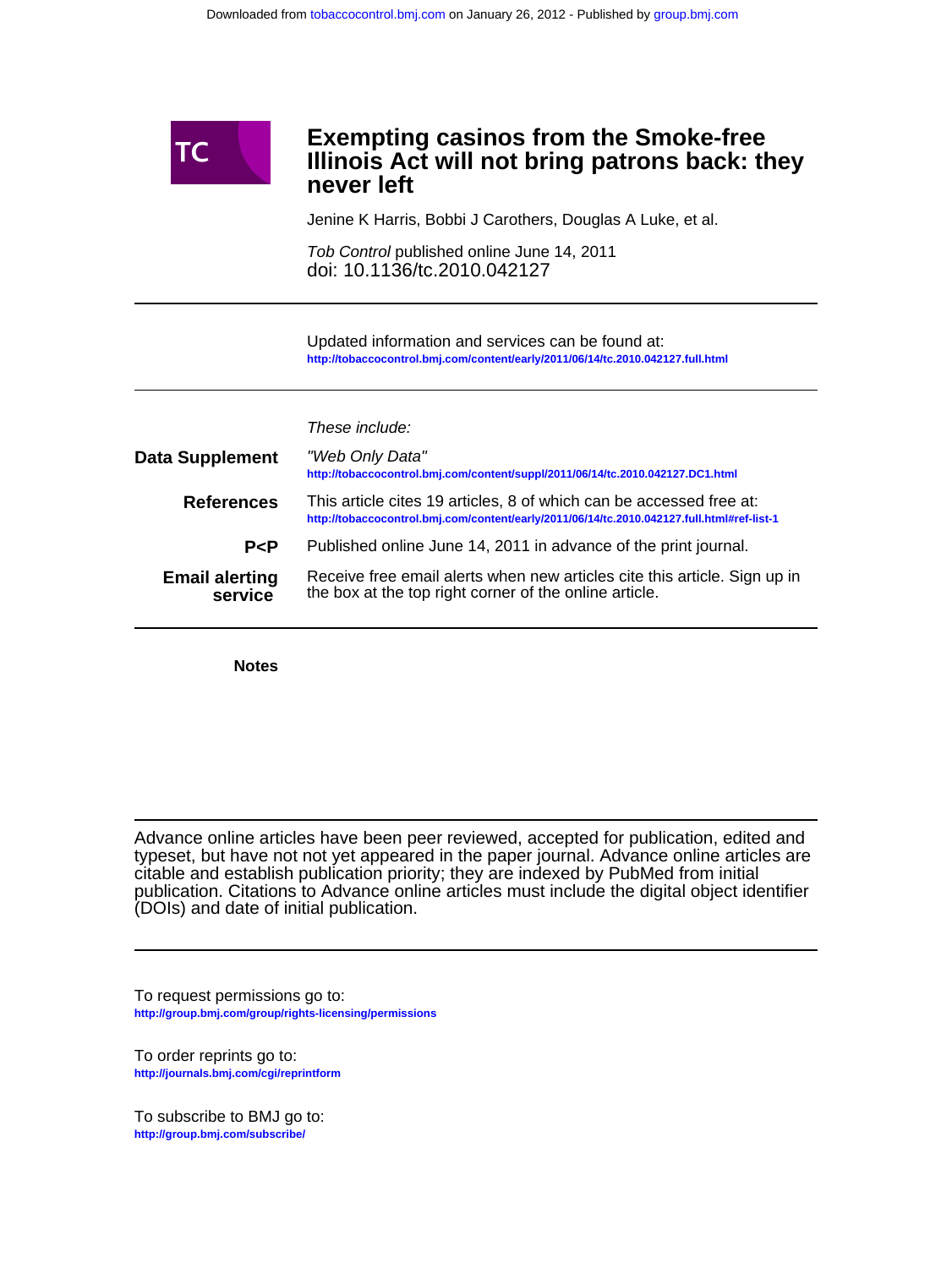Downloaded from tobaccocontrol.bmj.com on January 26, 2012 - Published by group.bmj.com

TC

# Exempting casinos from the Smoke-free Illinois Act will not bring patrons back: they never left

Jenine K Harris, Bobbi J Carothers, Douglas A Luke, et al.

*Tob Control* published online June 14, 2011
doi: 10.1136/tc.2010.042127

---

Updated information and services can be found at:
http://tobaccocontrol.bmj.com/content/early/2011/06/14/tc.2010.042127.full.html

---

*These include:*

**Data Supplement** "Web Only Data"
http://tobaccocontrol.bmj.com/content/suppl/2011/06/14/tc.2010.042127.DC1.html

**References** This article cites 19 articles, 8 of which can be accessed free at:
http://tobaccocontrol.bmj.com/content/early/2011/06/14/tc.2010.042127.full.html#ref-list-1

**P<P** Published online June 14, 2011 in advance of the print journal.

**Email alerting service** Receive free email alerts when new articles cite this article. Sign up in the box at the top right corner of the online article.

---

**Notes**

---

Advance online articles have been peer reviewed, accepted for publication, edited and typeset, but have not not yet appeared in the paper journal. Advance online articles are citable and establish publication priority; they are indexed by PubMed from initial publication. Citations to Advance online articles must include the digital object identifier (DOIs) and date of initial publication.

---

To request permissions go to:
http://group.bmj.com/group/rights-licensing/permissions

To order reprints go to:
http://journals.bmj.com/cgi/reprintform

To subscribe to BMJ go to:
http://group.bmj.com/subscribe/